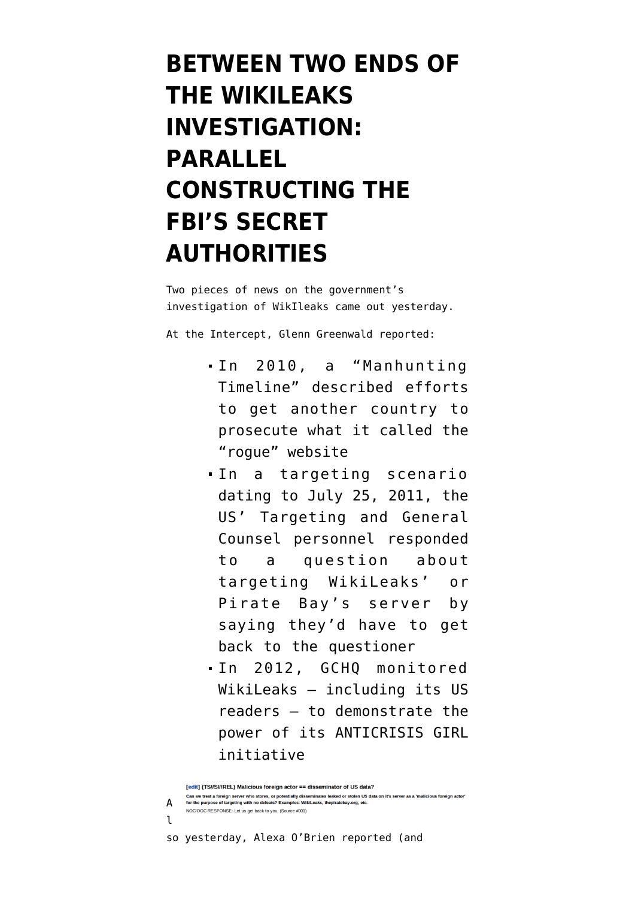# BETWEEN TWO ENDS OF THE WIKILEAKS INVESTIGATION: PARALLEL CONSTRUCTING THE FBI'S SECRET AUTHORITIES

Two pieces of news on the government's investigation of WikIleaks came out yesterday.

At the Intercept, Glenn Greenwald reported:

- In 2010, a "Manhunting Timeline" described efforts to get another country to prosecute what it called the "rogue" website
- In a targeting scenario dating to July 25, 2011, the US' Targeting and General Counsel personnel responded to a question about targeting WikiLeaks' or Pirate Bay's server by saying they'd have to get back to the questioner
- In 2012, GCHQ monitored WikiLeaks — including its US readers — to demonstrate the power of its ANTICRISIS GIRL initiative

**[edit] (TS//SI//REL) Malicious foreign actor == disseminator of US data?**

**Can we treat a foreign server who stores, or potentially disseminates leaked or stolen US data on it's server as a 'malicious foreign actor' for the purpose of targeting with no defeats? Examples: WikiLeaks, thepiratebay.org, etc.**

NOC/OGC RESPONSE: Let us get back to you. (Source #001)

Also yesterday, Alexa O'Brien reported (and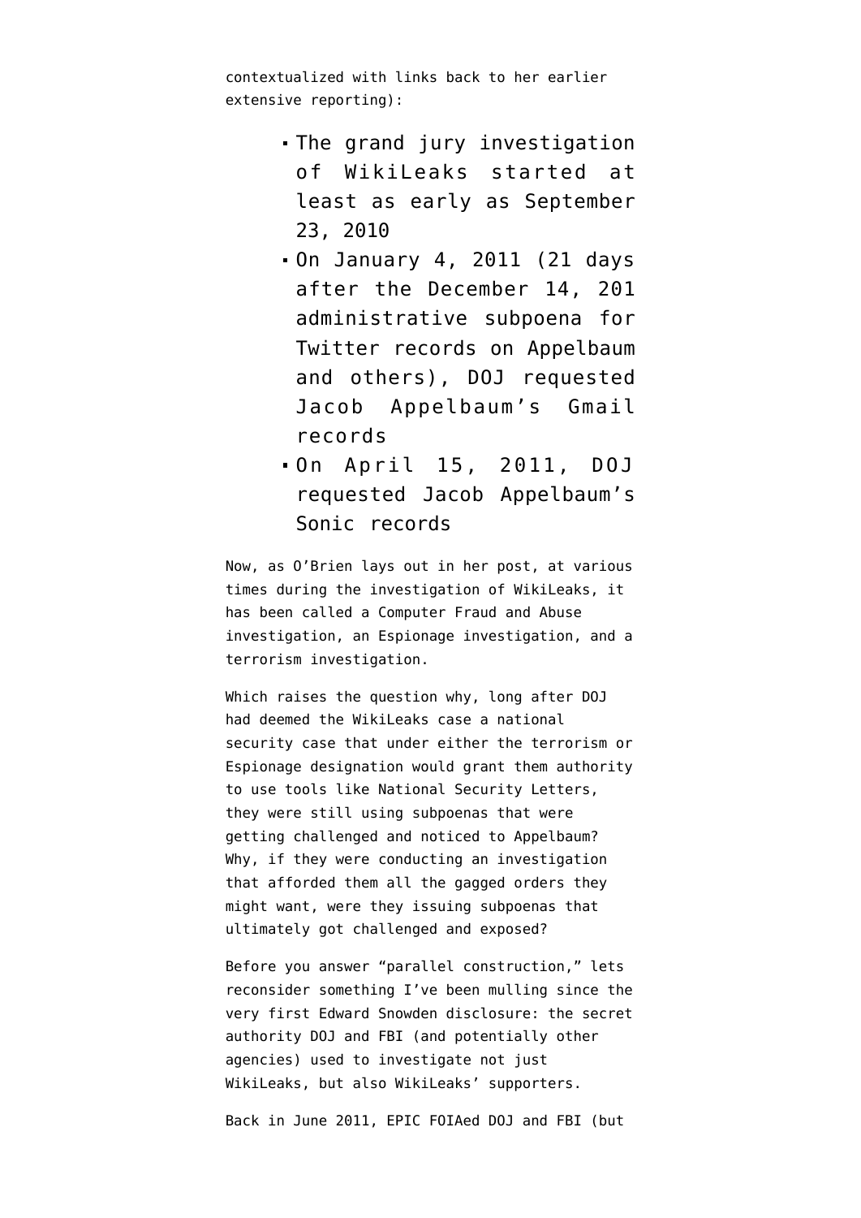contextualized with links back to her earlier extensive reporting):

- The grand jury investigation of WikiLeaks started at least as early as September 23, 2010
- On January 4, 2011 (21 days after the December 14, 201 administrative subpoena for Twitter records on Appelbaum and others), DOJ requested Jacob Appelbaum's Gmail records
- On April 15, 2011, DOJ requested Jacob Appelbaum's Sonic records

Now, as O'Brien lays out in her post, at various times during the investigation of WikiLeaks, it has been called a Computer Fraud and Abuse investigation, an Espionage investigation, and a terrorism investigation.

Which raises the question why, long after DOJ had deemed the WikiLeaks case a national security case that under either the terrorism or Espionage designation would grant them authority to use tools like National Security Letters, they were still using subpoenas that were getting challenged and noticed to Appelbaum? Why, if they were conducting an investigation that afforded them all the gagged orders they might want, were they issuing subpoenas that ultimately got challenged and exposed?

Before you answer "parallel construction," lets reconsider something I've been mulling since the very first Edward Snowden disclosure: the secret authority DOJ and FBI (and potentially other agencies) used to investigate not just WikiLeaks, but also WikiLeaks' supporters.

Back in June 2011, EPIC FOIAed DOJ and FBI (but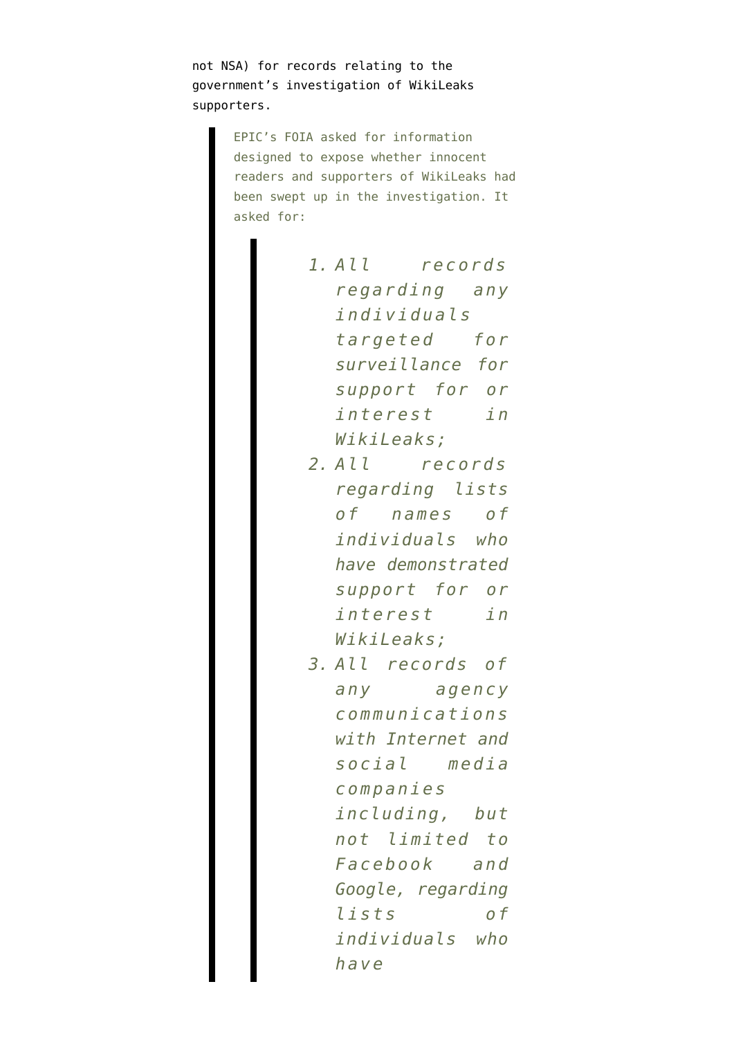not NSA) for records relating to the government's investigation of WikiLeaks supporters.

> EPIC's FOIA asked for information designed to expose whether innocent readers and supporters of WikiLeaks had been swept up in the investigation. It asked for:
>
> > 1. *All records regarding any individuals targeted for surveillance for support for or interest in WikiLeaks;*
> > 2. *All records regarding lists of names of individuals who have demonstrated support for or interest in WikiLeaks;*
> > 3. *All records of any agency communications with Internet and social media companies including, but not limited to Facebook and Google, regarding lists of individuals who have*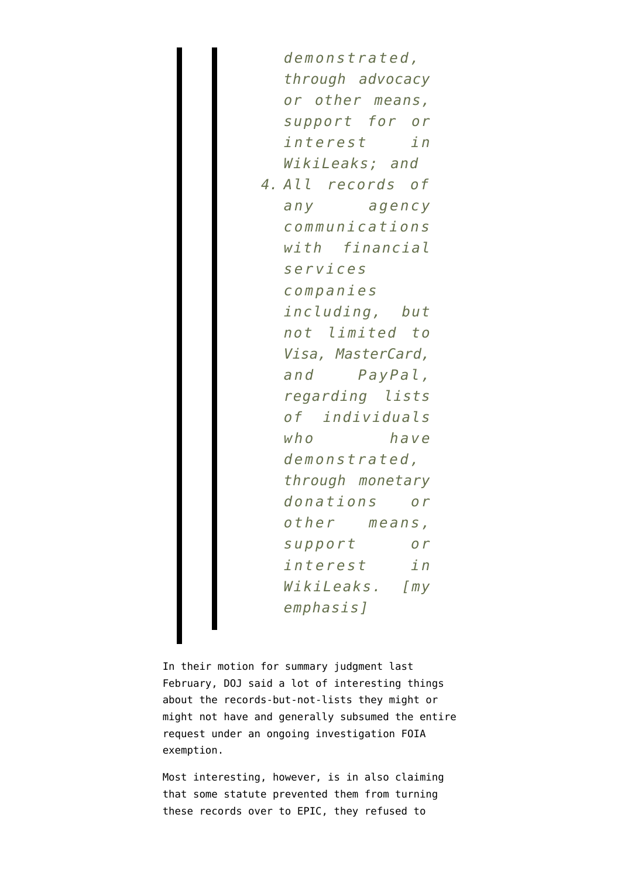> > *demonstrated, through advocacy or other means, support for or interest in WikiLeaks; and*
> >
> > 4. *All records of any agency communications with financial services companies including, but not limited to Visa, MasterCard, and PayPal, regarding lists of individuals who have demonstrated, through monetary donations or other means, support or interest in WikiLeaks. [my emphasis]*

In their motion for summary judgment last February, DOJ said a lot of interesting things about the records-but-not-lists they might or might not have and generally subsumed the entire request under an ongoing investigation FOIA exemption.

Most interesting, however, is in also claiming that some statute prevented them from turning these records over to EPIC, they refused to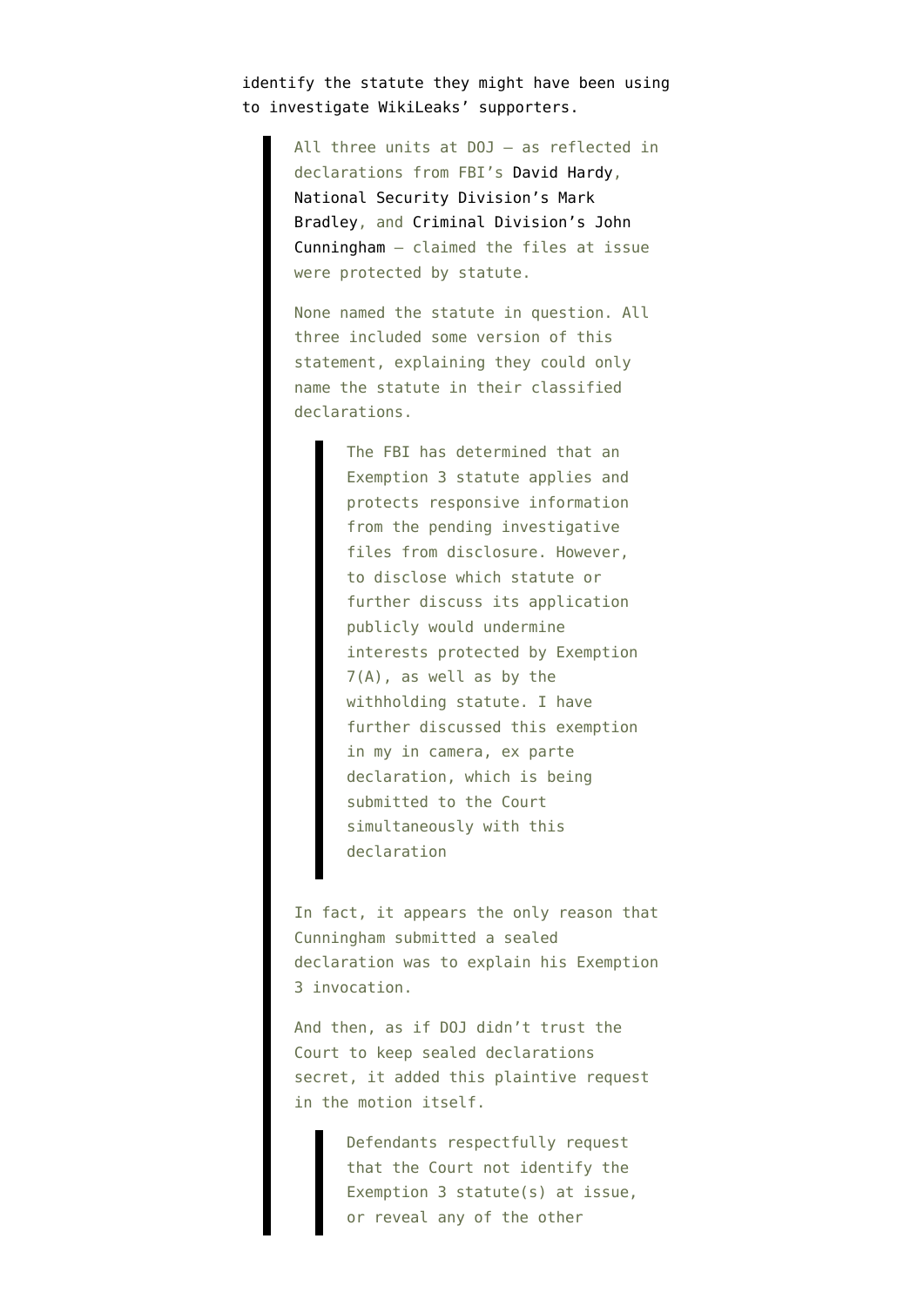identify the statute they might have been using to investigate WikiLeaks' supporters.

> All three units at DOJ — as reflected in declarations from FBI's David Hardy, National Security Division's Mark Bradley, and Criminal Division's John Cunningham — claimed the files at issue were protected by statute.
>
> None named the statute in question. All three included some version of this statement, explaining they could only name the statute in their classified declarations.
>
> > The FBI has determined that an Exemption 3 statute applies and protects responsive information from the pending investigative files from disclosure. However, to disclose which statute or further discuss its application publicly would undermine interests protected by Exemption 7(A), as well as by the withholding statute. I have further discussed this exemption in my in camera, ex parte declaration, which is being submitted to the Court simultaneously with this declaration
>
> In fact, it appears the only reason that Cunningham submitted a sealed declaration was to explain his Exemption 3 invocation.
>
> And then, as if DOJ didn't trust the Court to keep sealed declarations secret, it added this plaintive request in the motion itself.
>
> > Defendants respectfully request that the Court not identify the Exemption 3 statute(s) at issue, or reveal any of the other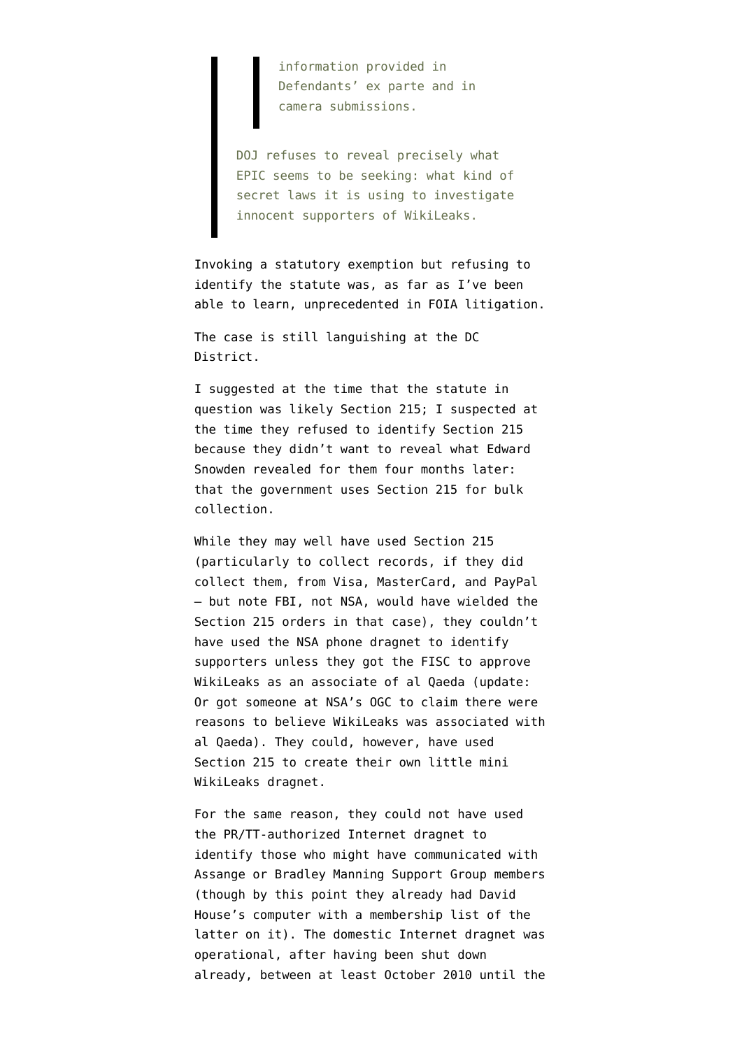> > information provided in Defendants' ex parte and in camera submissions.
>
> DOJ refuses to reveal precisely what EPIC seems to be seeking: what kind of secret laws it is using to investigate innocent supporters of WikiLeaks.

Invoking a statutory exemption but refusing to identify the statute was, as far as I've been able to learn, unprecedented in FOIA litigation.

The case is still languishing at the DC District.

I suggested at the time that the statute in question was likely Section 215; I suspected at the time they refused to identify Section 215 because they didn't want to reveal what Edward Snowden revealed for them four months later: that the government uses Section 215 for bulk collection.

While they may well have used Section 215 (particularly to collect records, if they did collect them, from Visa, MasterCard, and PayPal — but note FBI, not NSA, would have wielded the Section 215 orders in that case), they couldn't have used the NSA phone dragnet to identify supporters unless they got the FISC to approve WikiLeaks as an associate of al Qaeda (update: Or got someone at NSA's OGC to claim there were reasons to believe WikiLeaks was associated with al Qaeda). They could, however, have used Section 215 to create their own little mini WikiLeaks dragnet.

For the same reason, they could not have used the PR/TT-authorized Internet dragnet to identify those who might have communicated with Assange or Bradley Manning Support Group members (though by this point they already had David House's computer with a membership list of the latter on it). The domestic Internet dragnet was operational, after having been shut down already, between at least October 2010 until the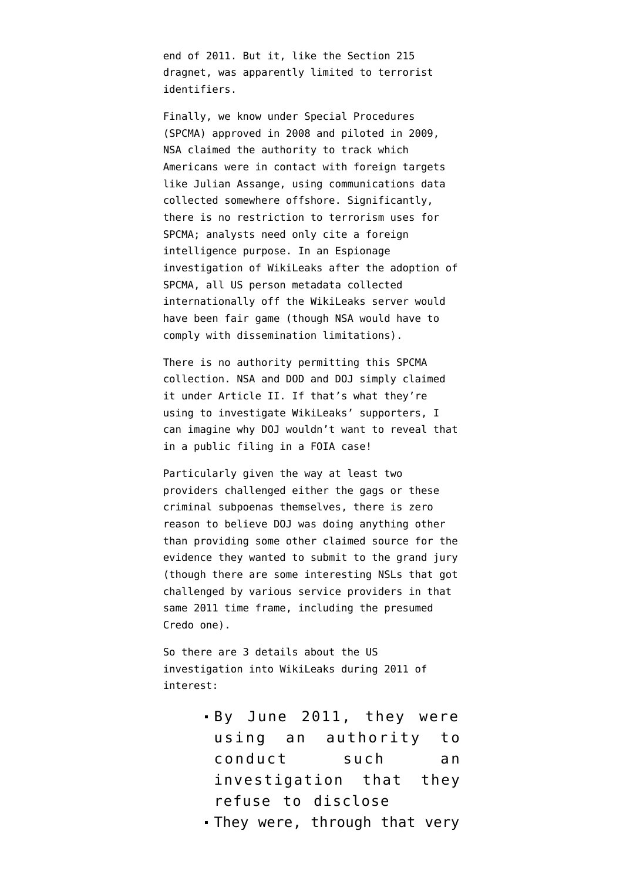end of 2011. But it, like the Section 215 dragnet, was apparently limited to terrorist identifiers.

Finally, we know under Special Procedures (SPCMA) approved in 2008 and piloted in 2009, NSA claimed the authority to track which Americans were in contact with foreign targets like Julian Assange, using communications data collected somewhere offshore. Significantly, there is no restriction to terrorism uses for SPCMA; analysts need only cite a foreign intelligence purpose. In an Espionage investigation of WikiLeaks after the adoption of SPCMA, all US person metadata collected internationally off the WikiLeaks server would have been fair game (though NSA would have to comply with dissemination limitations).

There is no authority permitting this SPCMA collection. NSA and DOD and DOJ simply claimed it under Article II. If that's what they're using to investigate WikiLeaks' supporters, I can imagine why DOJ wouldn't want to reveal that in a public filing in a FOIA case!

Particularly given the way at least two providers challenged either the gags or these criminal subpoenas themselves, there is zero reason to believe DOJ was doing anything other than providing some other claimed source for the evidence they wanted to submit to the grand jury (though there are some interesting NSLs that got challenged by various service providers in that same 2011 time frame, including the presumed Credo one).

So there are 3 details about the US investigation into WikiLeaks during 2011 of interest:

- By June 2011, they were using an authority to conduct such an investigation that they refuse to disclose
- They were, through that very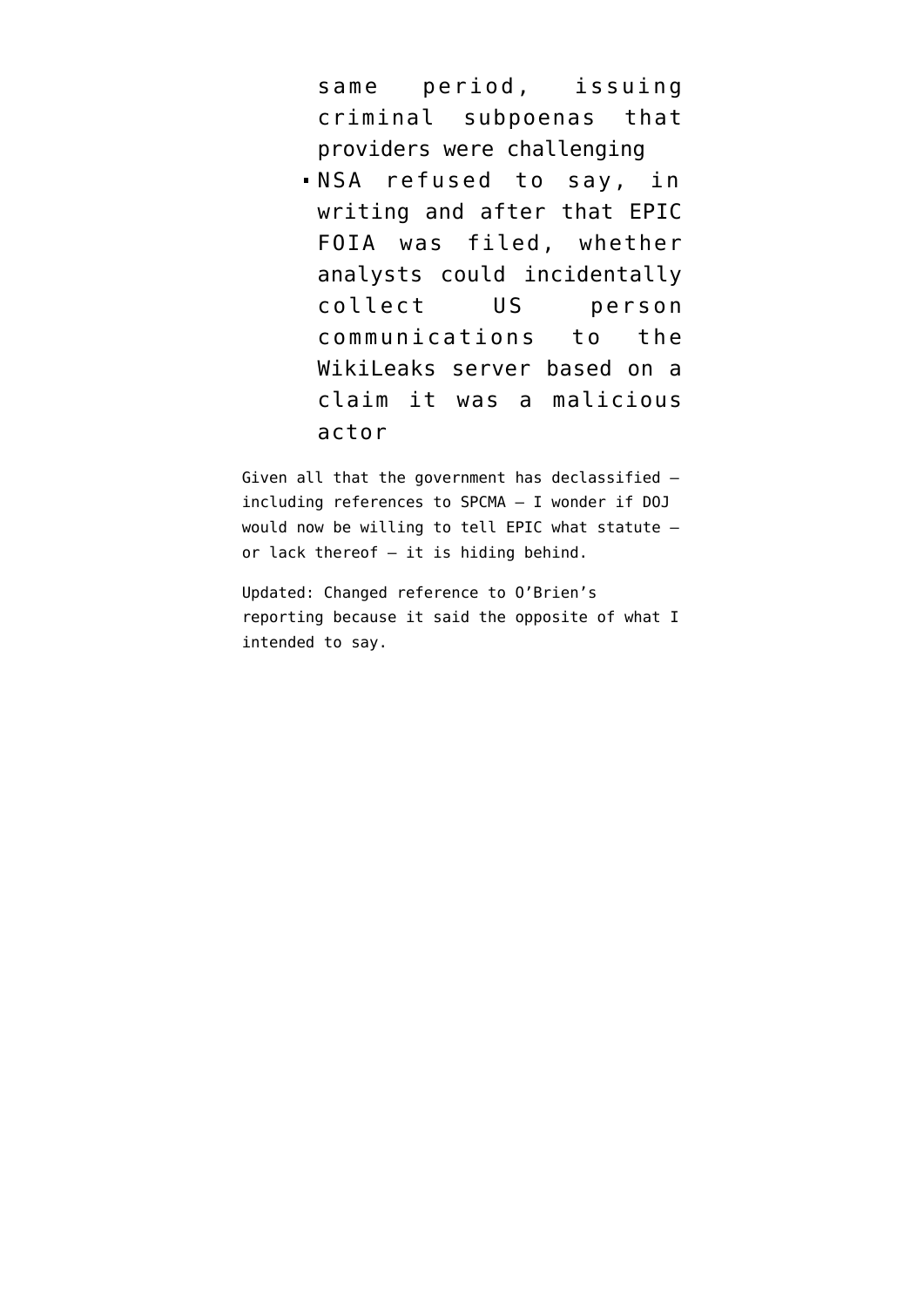same period, issuing criminal subpoenas that providers were challenging

- NSA refused to say, in writing and after that EPIC FOIA was filed, whether analysts could incidentally collect US person communications to the WikiLeaks server based on a claim it was a malicious actor

Given all that the government has declassified — including references to SPCMA — I wonder if DOJ would now be willing to tell EPIC what statute — or lack thereof — it is hiding behind.

Updated: Changed reference to O'Brien's reporting because it said the opposite of what I intended to say.